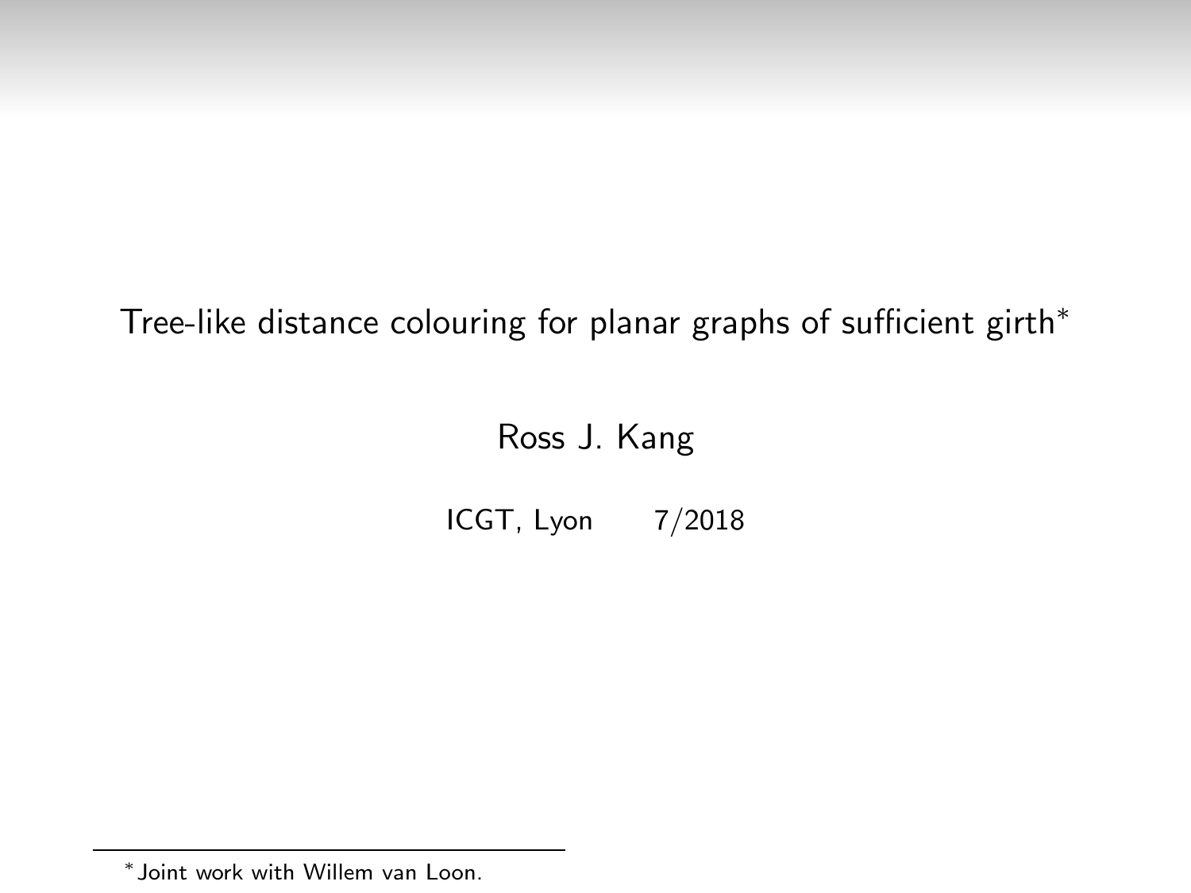# Tree-like distance colouring for planar graphs of sufficient girth*

Ross J. Kang

ICGT, Lyon 7/2018

*Joint work with Willem van Loon.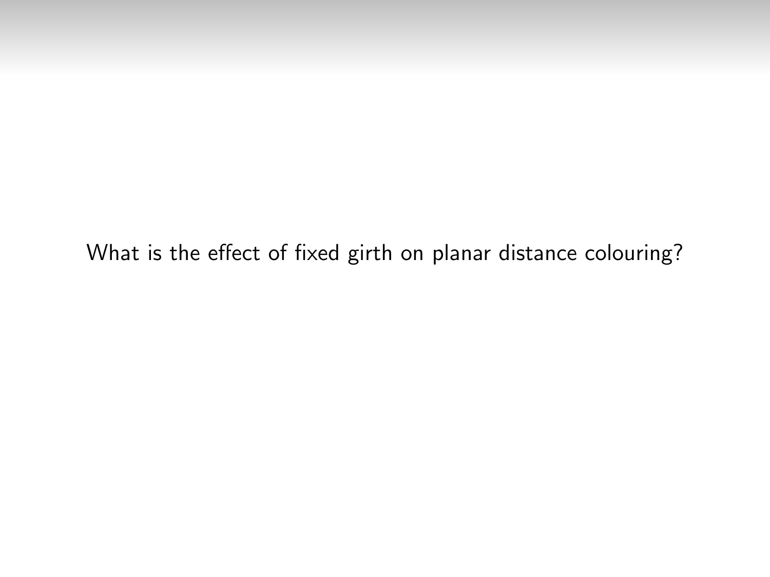What is the effect of fixed girth on planar distance colouring?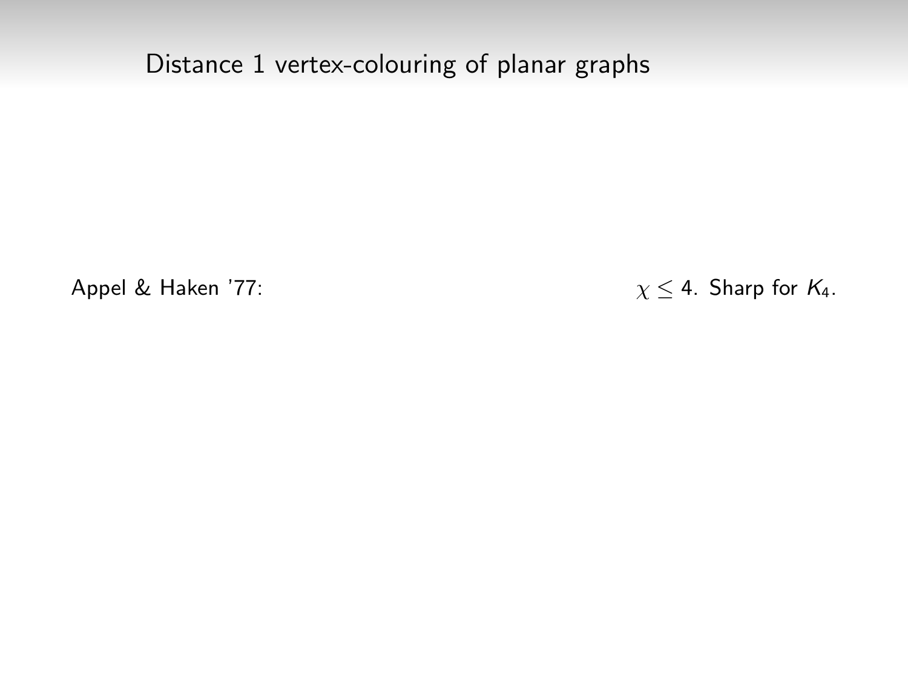# Distance 1 vertex-colouring of planar graphs

Appel & Haken '77: $\chi \leq 4$. Sharp for $K_4$.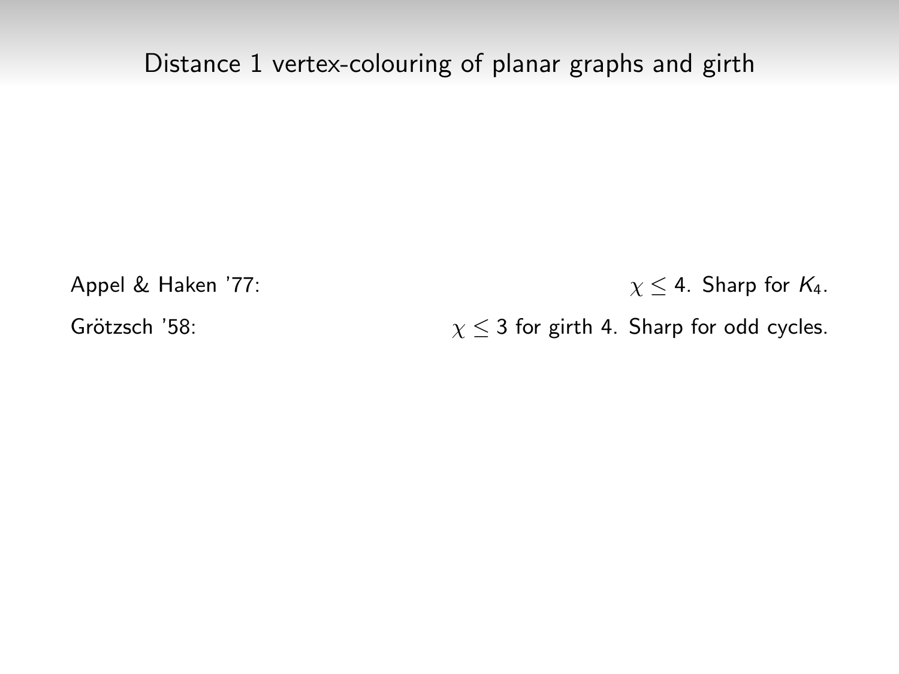# Distance 1 vertex-colouring of planar graphs and girth

Appel & Haken '77: $\chi \leq 4$. Sharp for $K_4$.

Grötzsch '58: $\chi \leq 3$ for girth 4. Sharp for odd cycles.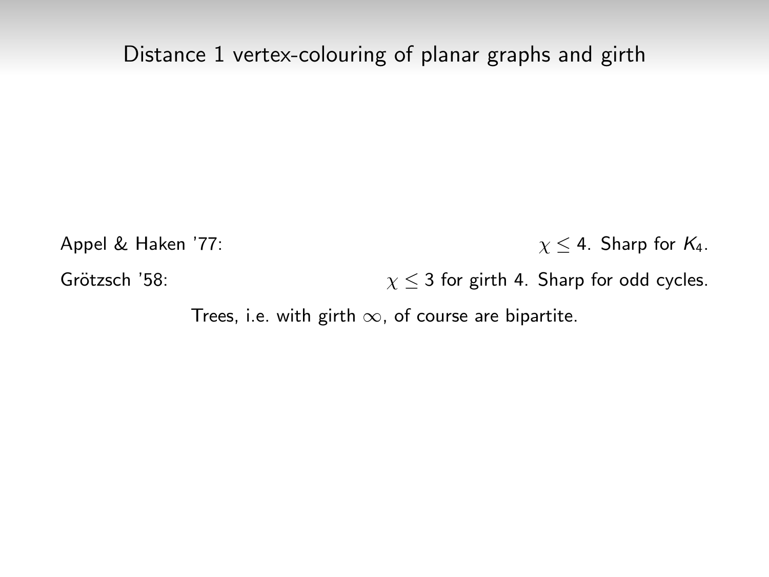# Distance 1 vertex-colouring of planar graphs and girth

Appel & Haken '77: $\chi \leq 4$. Sharp for $K_4$.

Grötzsch '58: $\chi \leq 3$ for girth 4. Sharp for odd cycles.

Trees, i.e. with girth $\infty$, of course are bipartite.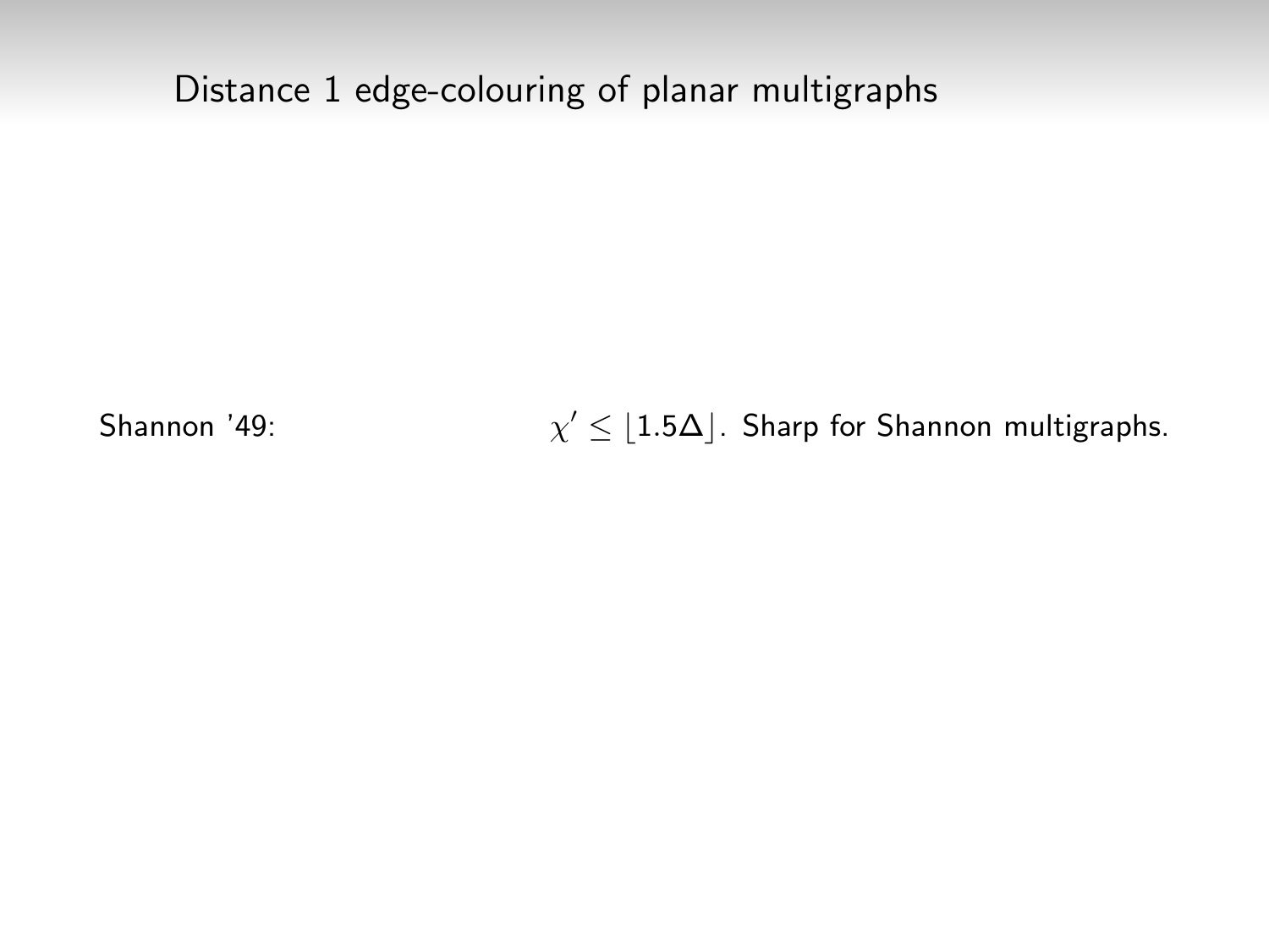# Distance 1 edge-colouring of planar multigraphs

Shannon '49: $\chi' \leq \lfloor 1.5\Delta \rfloor$. Sharp for Shannon multigraphs.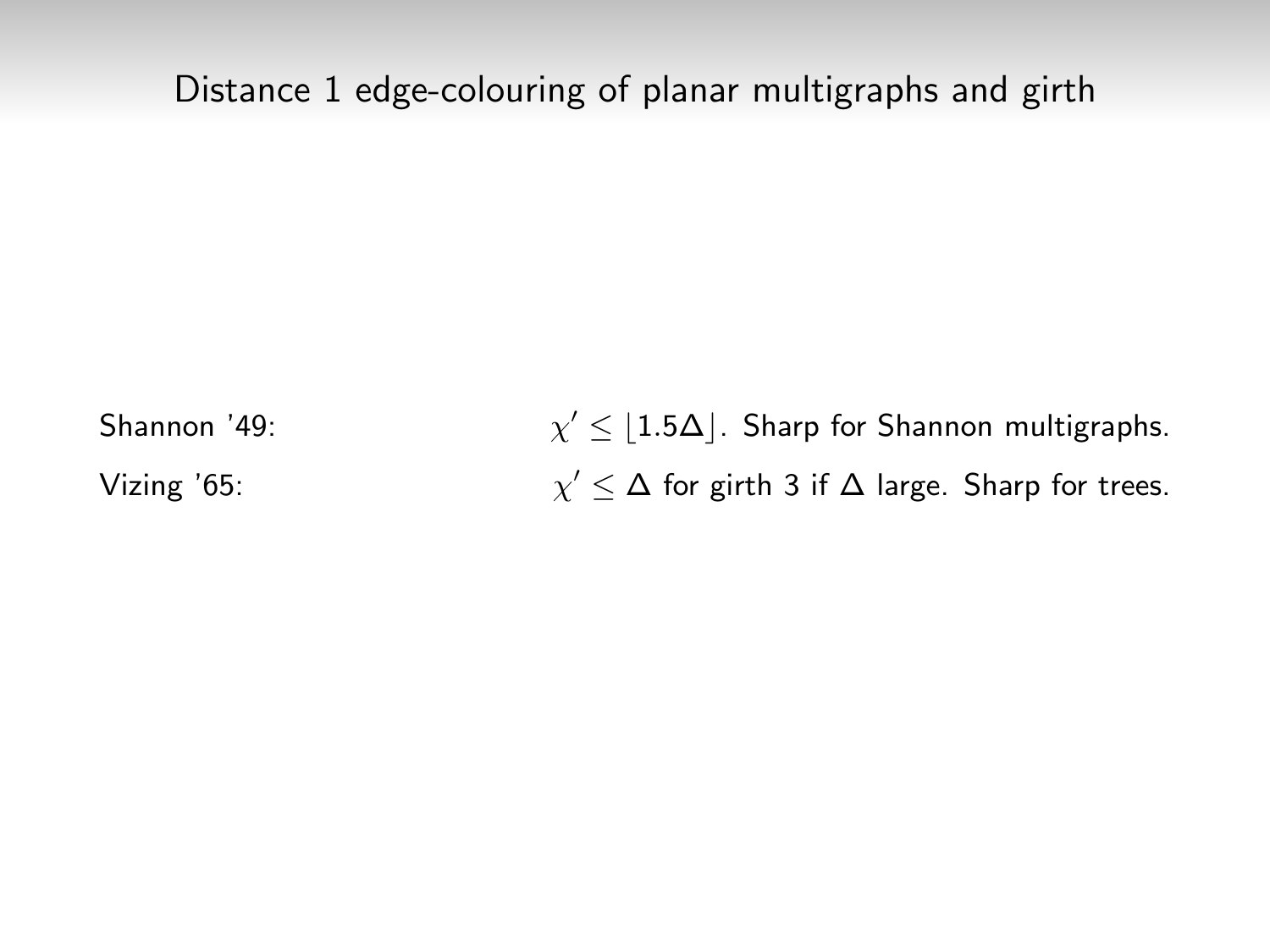# Distance 1 edge-colouring of planar multigraphs and girth

Shannon '49: $\chi' \leq \lfloor 1.5\Delta \rfloor$. Sharp for Shannon multigraphs.

Vizing '65: $\chi' \leq \Delta$ for girth 3 if $\Delta$ large. Sharp for trees.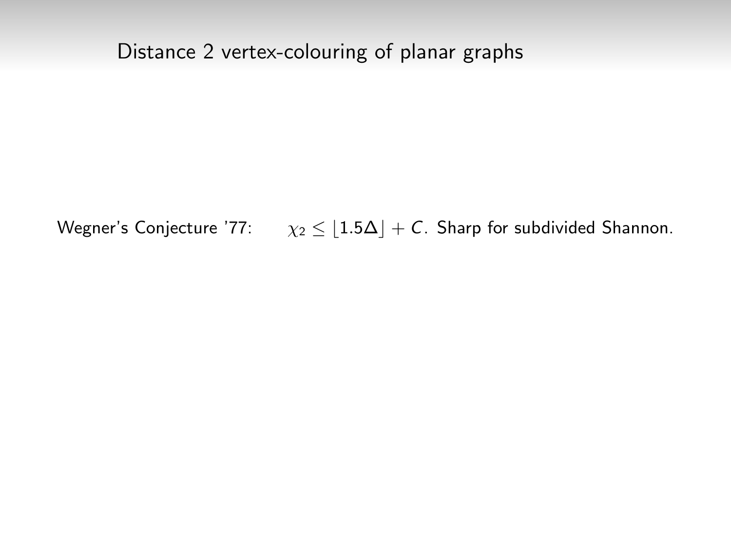# Distance 2 vertex-colouring of planar graphs

Wegner's Conjecture '77: $\chi_2 \leq \lfloor 1.5\Delta \rfloor + C$. Sharp for subdivided Shannon.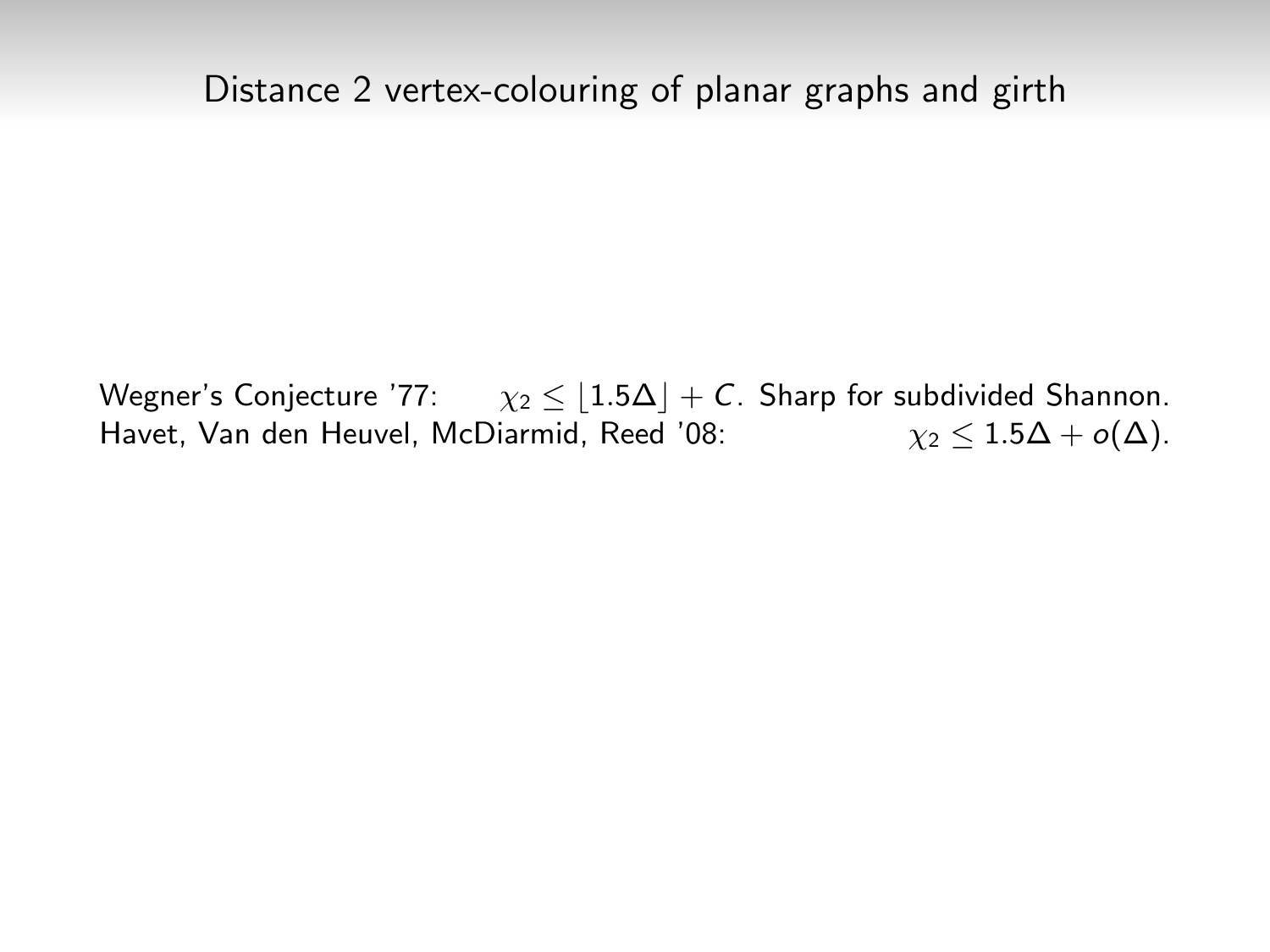# Distance 2 vertex-colouring of planar graphs and girth

Wegner's Conjecture '77: $\chi_2 \leq \lfloor 1.5\Delta \rfloor + C$. Sharp for subdivided Shannon.
Havet, Van den Heuvel, McDiarmid, Reed '08: $\chi_2 \leq 1.5\Delta + o(\Delta)$.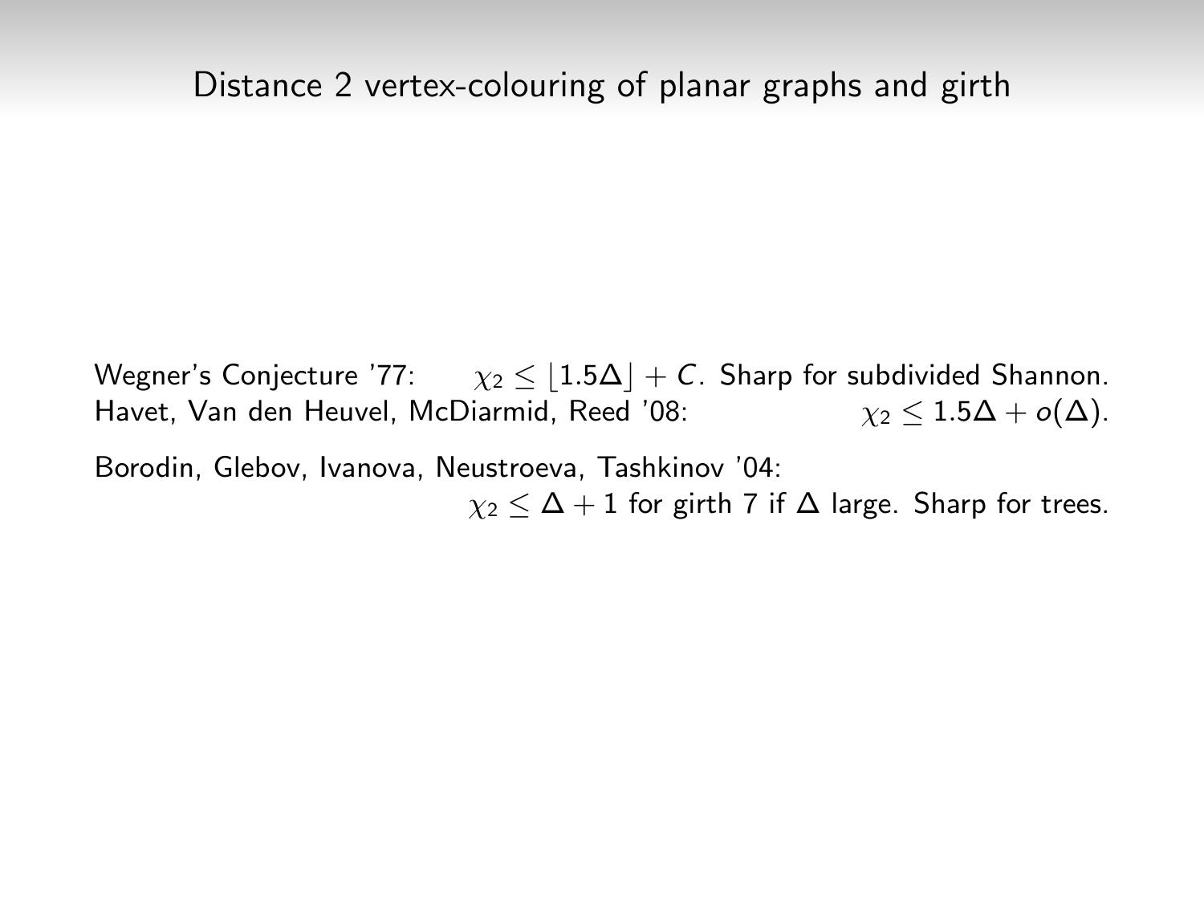# Distance 2 vertex-colouring of planar graphs and girth

Wegner's Conjecture '77: $\chi_2 \leq \lfloor 1.5\Delta \rfloor + C$. Sharp for subdivided Shannon.
Havet, Van den Heuvel, McDiarmid, Reed '08: $\chi_2 \leq 1.5\Delta + o(\Delta)$.

Borodin, Glebov, Ivanova, Neustroeva, Tashkinov '04:
$\chi_2 \leq \Delta + 1$ for girth 7 if $\Delta$ large. Sharp for trees.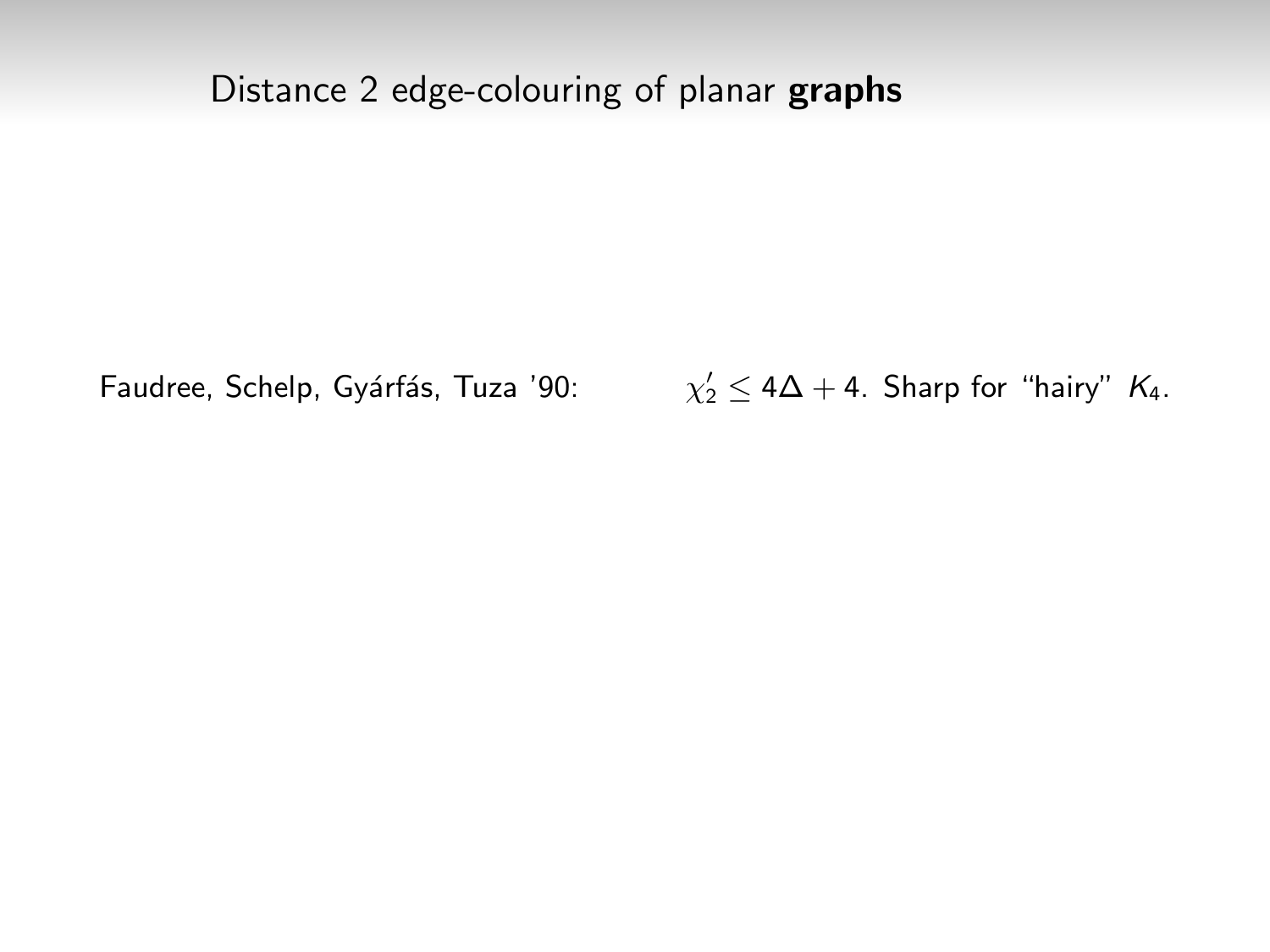# Distance 2 edge-colouring of planar **graphs**

Faudree, Schelp, Gyárfás, Tuza '90: $\chi'_2 \leq 4\Delta + 4$. Sharp for "hairy" $K_4$.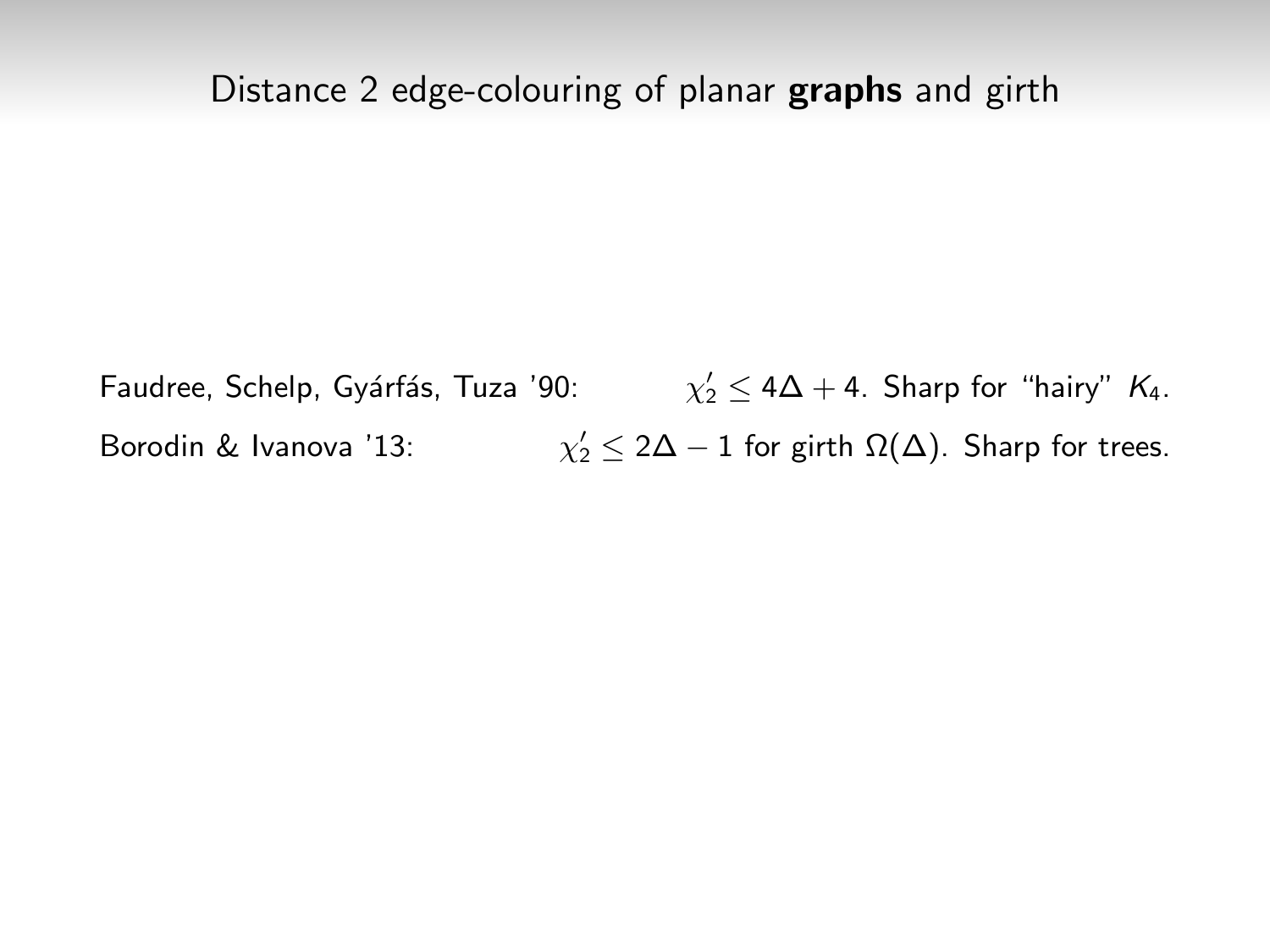# Distance 2 edge-colouring of planar **graphs** and girth

Faudree, Schelp, Gyárfás, Tuza '90: $\chi_2' \leq 4\Delta + 4$. Sharp for "hairy" $K_4$.

Borodin & Ivanova '13: $\chi_2' \leq 2\Delta - 1$ for girth $\Omega(\Delta)$. Sharp for trees.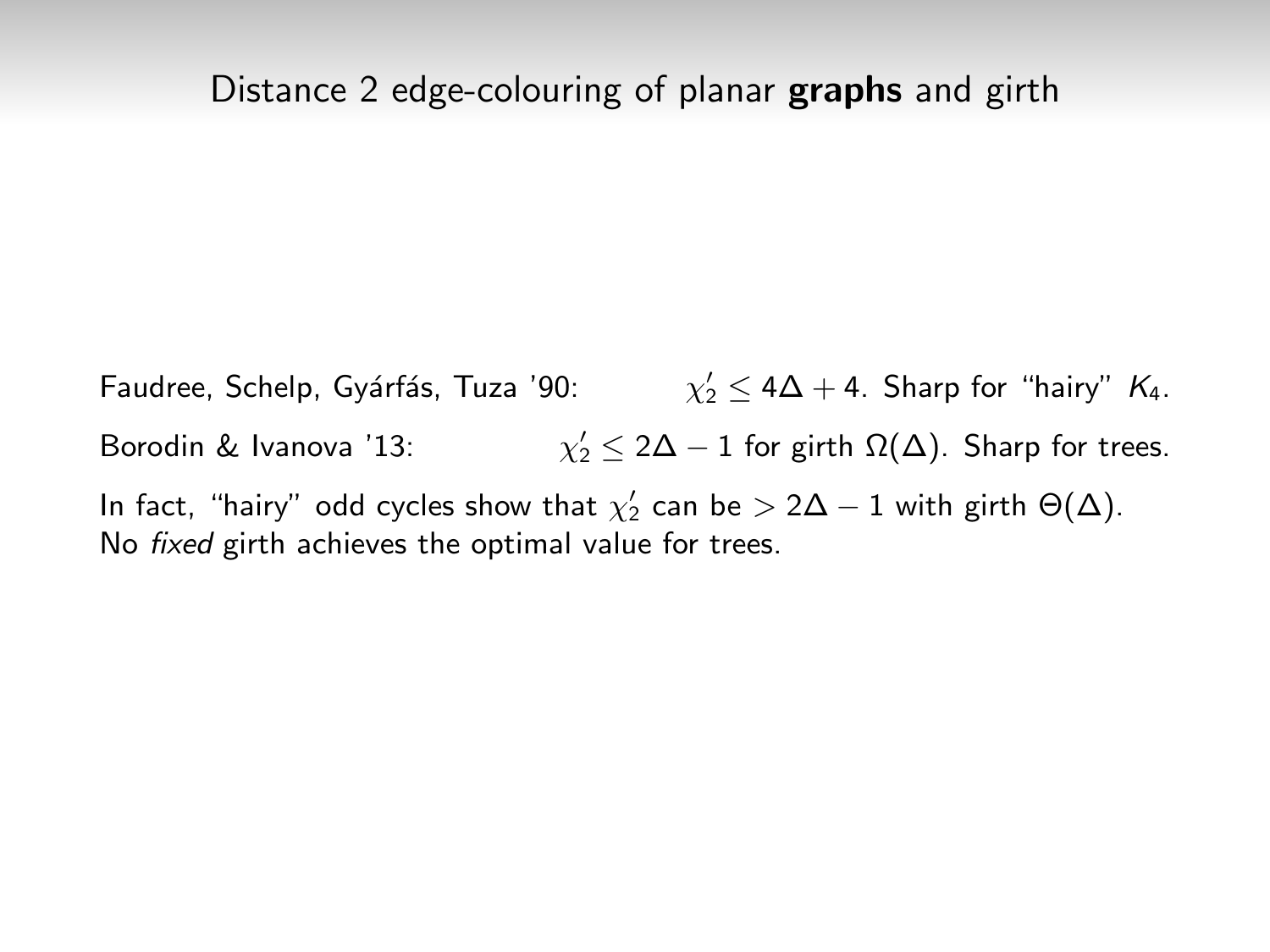# Distance 2 edge-colouring of planar **graphs** and girth

Faudree, Schelp, Gyárfás, Tuza '90: $\chi_2' \leq 4\Delta + 4$. Sharp for "hairy" $K_4$.

Borodin & Ivanova '13: $\chi_2' \leq 2\Delta - 1$ for girth $\Omega(\Delta)$. Sharp for trees.

In fact, "hairy" odd cycles show that $\chi_2'$ can be $> 2\Delta - 1$ with girth $\Theta(\Delta)$. No *fixed* girth achieves the optimal value for trees.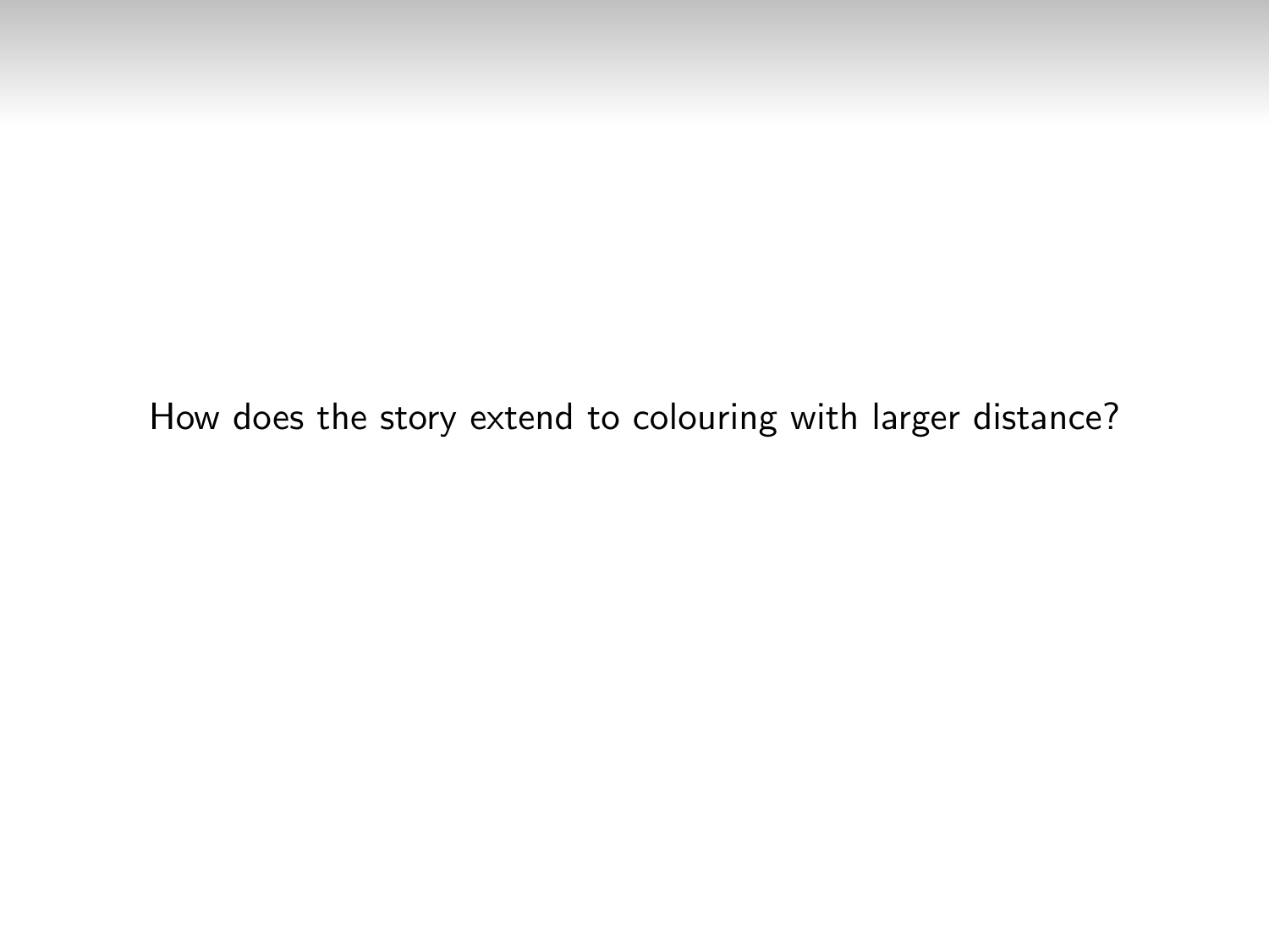How does the story extend to colouring with larger distance?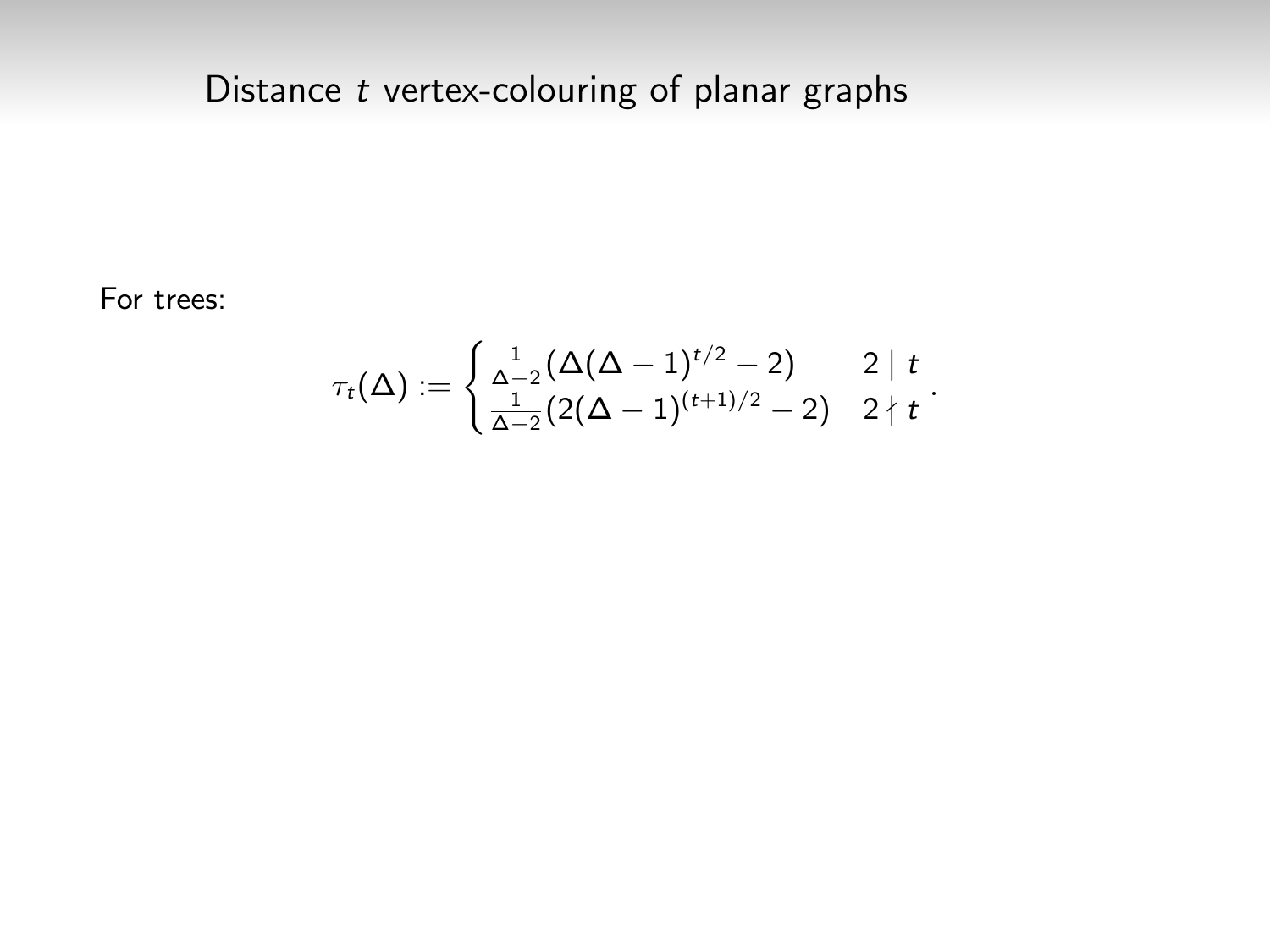# Distance $t$ vertex-colouring of planar graphs

For trees:

$$\tau_t(\Delta) := \begin{cases} \frac{1}{\Delta-2}(\Delta(\Delta-1)^{t/2}-2) & 2 \mid t \\ \frac{1}{\Delta-2}(2(\Delta-1)^{(t+1)/2}-2) & 2 \nmid t \end{cases}.$$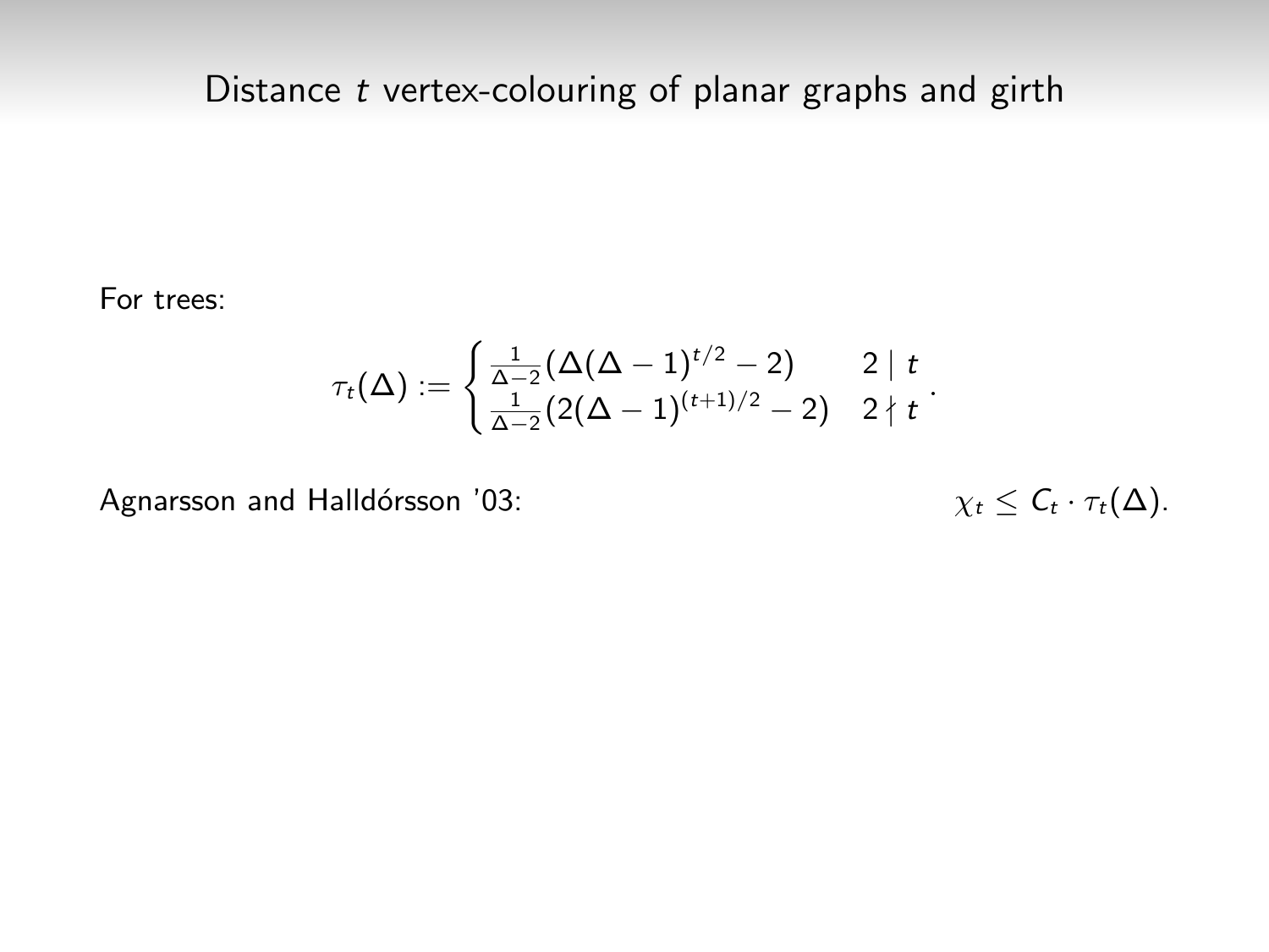## Distance $t$ vertex-colouring of planar graphs and girth

For trees:

$$\tau_t(\Delta) := \begin{cases} \frac{1}{\Delta-2}(\Delta(\Delta-1)^{t/2} - 2) & 2 \mid t \\ \frac{1}{\Delta-2}(2(\Delta-1)^{(t+1)/2} - 2) & 2 \nmid t \end{cases}.$$

Agnarsson and Halldórsson '03: $\chi_t \leq C_t \cdot \tau_t(\Delta)$.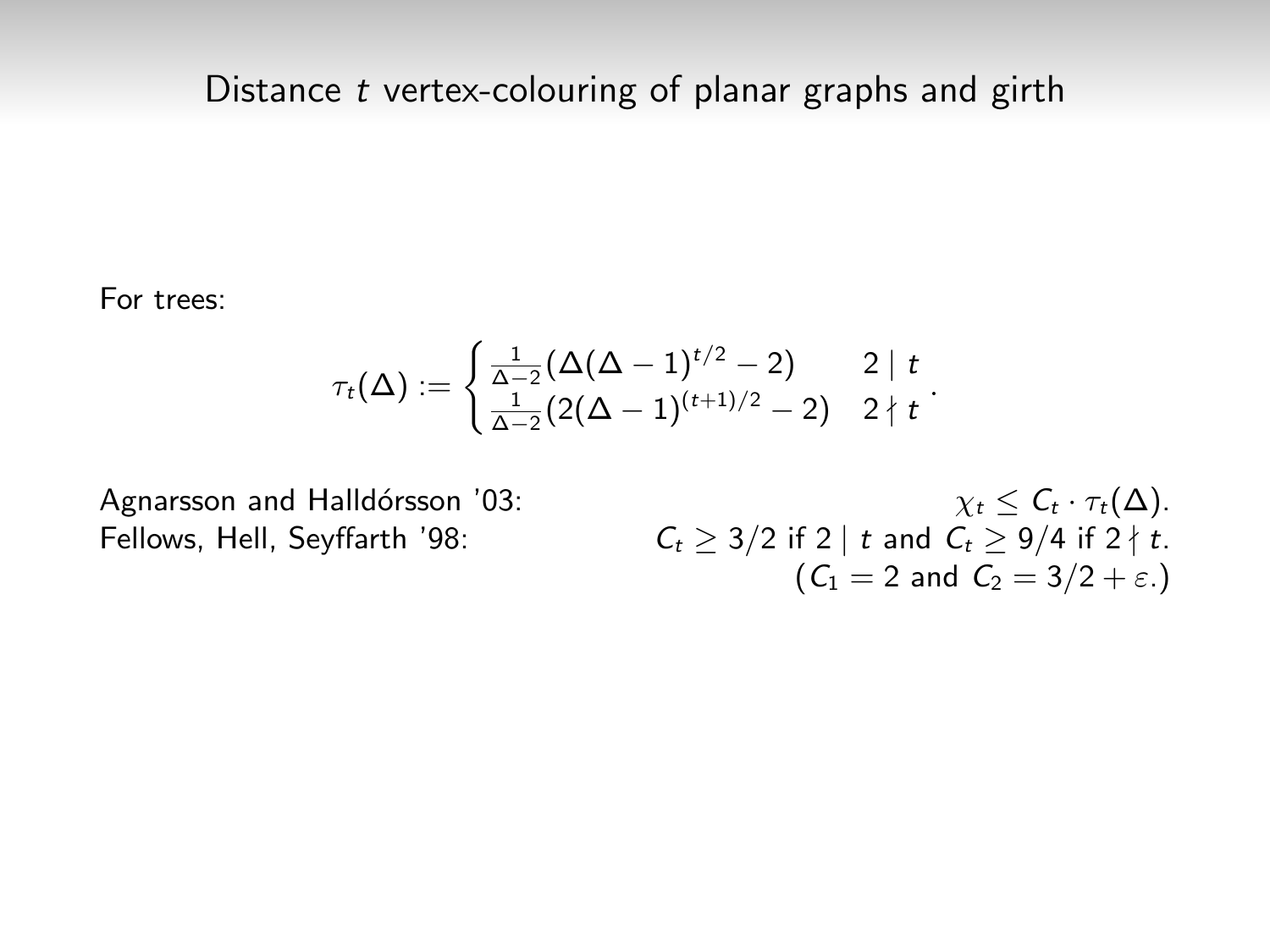# Distance $t$ vertex-colouring of planar graphs and girth

For trees:

$$\tau_t(\Delta) := \begin{cases} \frac{1}{\Delta-2}(\Delta(\Delta-1)^{t/2}-2) & 2 \mid t \\ \frac{1}{\Delta-2}(2(\Delta-1)^{(t+1)/2}-2) & 2 \nmid t \end{cases}.$$

Agnarsson and Halldórsson '03: $\chi_t \leq C_t \cdot \tau_t(\Delta)$.

Fellows, Hell, Seyffarth '98: $C_t \geq 3/2$ if $2 \mid t$ and $C_t \geq 9/4$ if $2 \nmid t$.
($C_1 = 2$ and $C_2 = 3/2 + \varepsilon$.)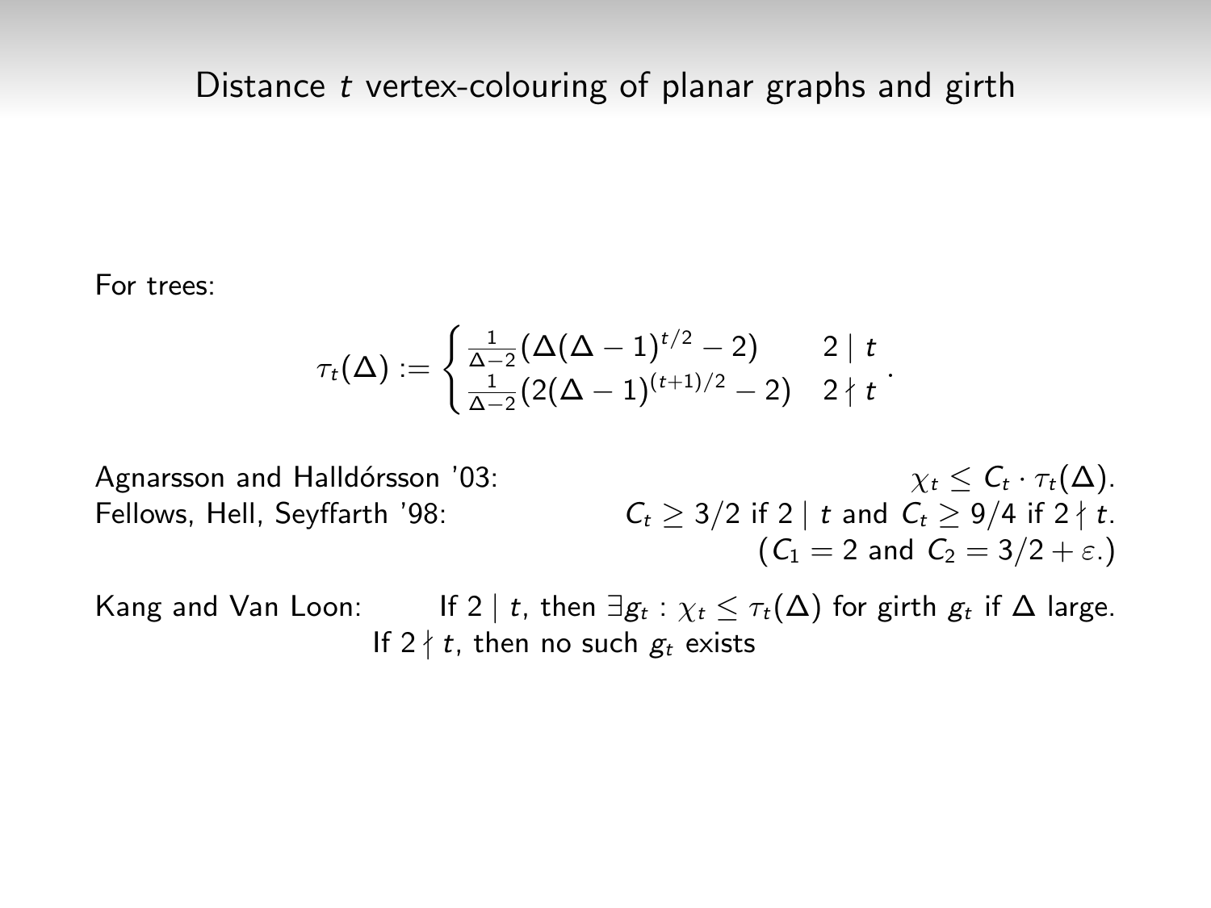## Distance $t$ vertex-colouring of planar graphs and girth

For trees:

$$\tau_t(\Delta) := \begin{cases} \frac{1}{\Delta-2}(\Delta(\Delta-1)^{t/2}-2) & 2 \mid t \\ \frac{1}{\Delta-2}(2(\Delta-1)^{(t+1)/2}-2) & 2 \nmid t \end{cases}.$$

Agnarsson and Halldórsson '03: $\chi_t \leq C_t \cdot \tau_t(\Delta)$.

Fellows, Hell, Seyffarth '98: $C_t \geq 3/2$ if $2 \mid t$ and $C_t \geq 9/4$ if $2 \nmid t$. ($C_1 = 2$ and $C_2 = 3/2 + \varepsilon$.)

Kang and Van Loon: If $2 \mid t$, then $\exists g_t : \chi_t \leq \tau_t(\Delta)$ for girth $g_t$ if $\Delta$ large. If $2 \nmid t$, then no such $g_t$ exists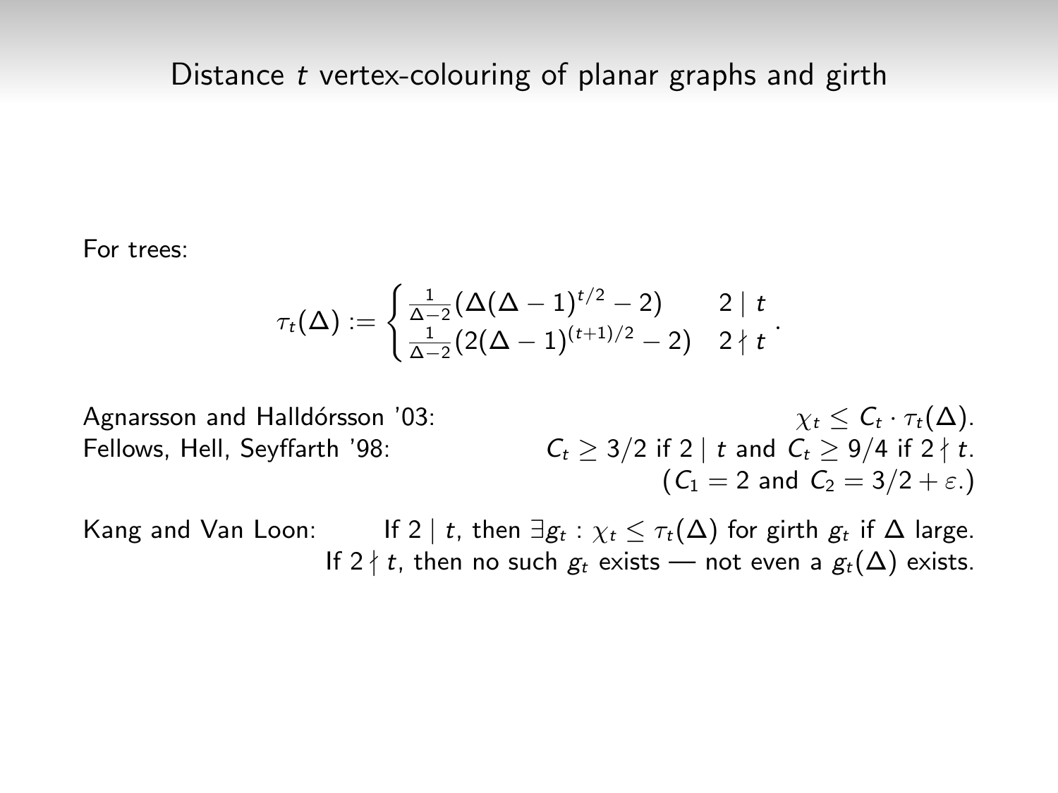# Distance $t$ vertex-colouring of planar graphs and girth

For trees:

$$\tau_t(\Delta) := \begin{cases} \frac{1}{\Delta-2}(\Delta(\Delta-1)^{t/2}-2) & 2 \mid t \\ \frac{1}{\Delta-2}(2(\Delta-1)^{(t+1)/2}-2) & 2 \nmid t \end{cases}.$$

Agnarsson and Halldórsson '03: $\chi_t \leq C_t \cdot \tau_t(\Delta)$.

Fellows, Hell, Seyffarth '98: $C_t \geq 3/2$ if $2 \mid t$ and $C_t \geq 9/4$ if $2 \nmid t$.
($C_1 = 2$ and $C_2 = 3/2 + \varepsilon$.)

Kang and Van Loon: If $2 \mid t$, then $\exists g_t : \chi_t \leq \tau_t(\Delta)$ for girth $g_t$ if $\Delta$ large.
If $2 \nmid t$, then no such $g_t$ exists — not even a $g_t(\Delta)$ exists.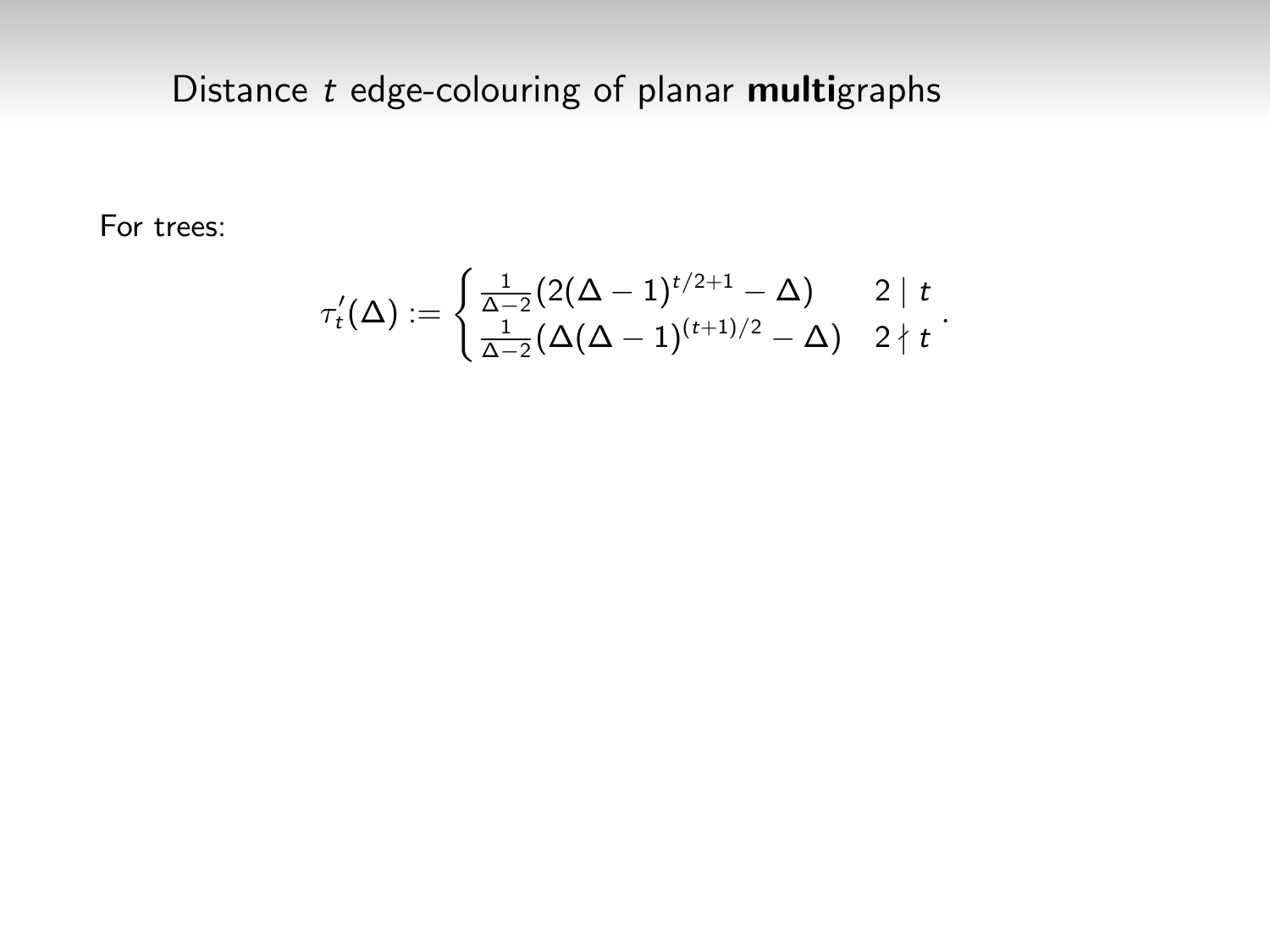# Distance $t$ edge-colouring of planar **multi**graphs

For trees:

$$\tau'_t(\Delta) := \begin{cases} \frac{1}{\Delta-2}(2(\Delta-1)^{t/2+1} - \Delta) & 2 \mid t \\ \frac{1}{\Delta-2}(\Delta(\Delta-1)^{(t+1)/2} - \Delta) & 2 \nmid t \end{cases}.$$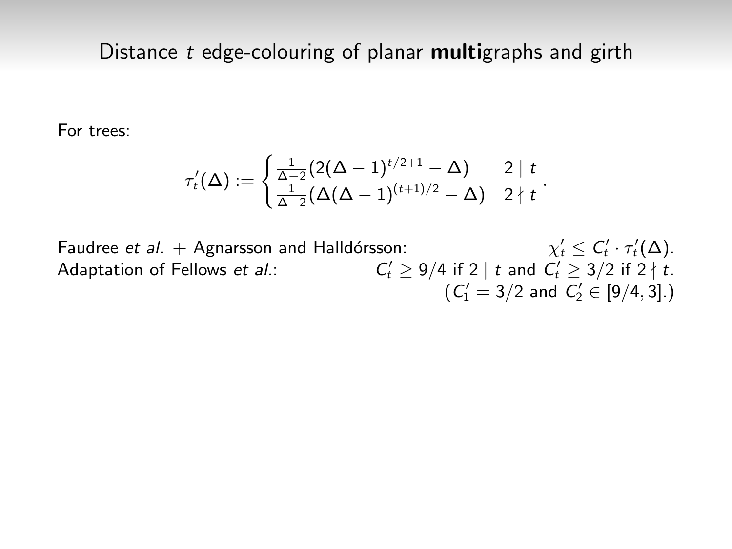# Distance $t$ edge-colouring of planar **multi**graphs and girth

For trees:

$$\tau'_t(\Delta) := \begin{cases} \frac{1}{\Delta-2}(2(\Delta-1)^{t/2+1} - \Delta) & 2 \mid t \\ \frac{1}{\Delta-2}(\Delta(\Delta-1)^{(t+1)/2} - \Delta) & 2 \nmid t \end{cases}.$$

Faudree *et al.* + Agnarsson and Halldórsson: $\chi'_t \leq C'_t \cdot \tau'_t(\Delta)$.

Adaptation of Fellows *et al.*: $C'_t \geq 9/4$ if $2 \mid t$ and $C'_t \geq 3/2$ if $2 \nmid t$.

($C'_1 = 3/2$ and $C'_2 \in [9/4, 3]$.)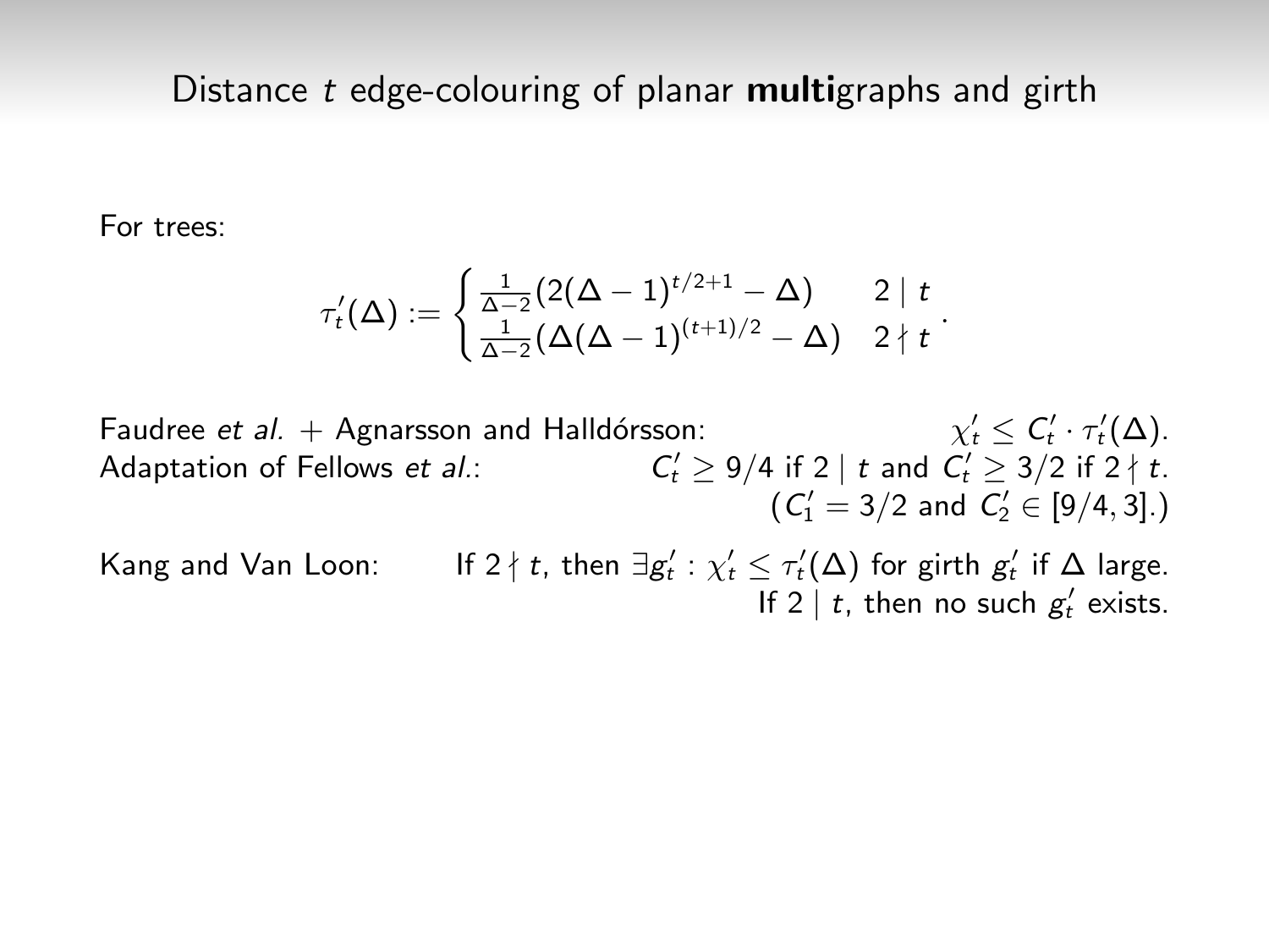## Distance $t$ edge-colouring of planar **multi**graphs and girth

For trees:

$$\tau'_t(\Delta) := \begin{cases} \frac{1}{\Delta-2}(2(\Delta-1)^{t/2+1} - \Delta) & 2 \mid t \\ \frac{1}{\Delta-2}(\Delta(\Delta-1)^{(t+1)/2} - \Delta) & 2 \nmid t \end{cases}.$$

Faudree *et al.* + Agnarsson and Halldórsson: $\chi'_t \leq C'_t \cdot \tau'_t(\Delta)$.

Adaptation of Fellows *et al.*: $C'_t \geq 9/4$ if $2 \mid t$ and $C'_t \geq 3/2$ if $2 \nmid t$. ($C'_1 = 3/2$ and $C'_2 \in [9/4, 3]$.)

Kang and Van Loon: If $2 \nmid t$, then $\exists g'_t : \chi'_t \leq \tau'_t(\Delta)$ for girth $g'_t$ if $\Delta$ large. If $2 \mid t$, then no such $g'_t$ exists.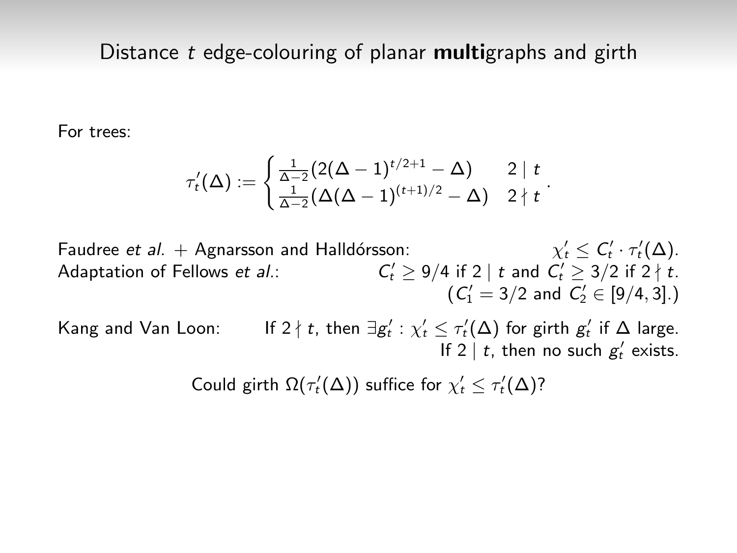## Distance $t$ edge-colouring of planar **multi**graphs and girth

For trees:

$$\tau'_t(\Delta) := \begin{cases} \frac{1}{\Delta-2}(2(\Delta-1)^{t/2+1}-\Delta) & 2 \mid t \\ \frac{1}{\Delta-2}(\Delta(\Delta-1)^{(t+1)/2}-\Delta) & 2 \nmid t \end{cases}.$$

Faudree *et al.* + Agnarsson and Halldórsson: $\chi'_t \leq C'_t \cdot \tau'_t(\Delta)$.

Adaptation of Fellows *et al.*: $C'_t \geq 9/4$ if $2 \mid t$ and $C'_t \geq 3/2$ if $2 \nmid t$. ($C'_1 = 3/2$ and $C'_2 \in [9/4, 3]$.)

Kang and Van Loon: If $2 \nmid t$, then $\exists g'_t : \chi'_t \leq \tau'_t(\Delta)$ for girth $g'_t$ if $\Delta$ large. If $2 \mid t$, then no such $g'_t$ exists.

Could girth $\Omega(\tau'_t(\Delta))$ suffice for $\chi'_t \leq \tau'_t(\Delta)$?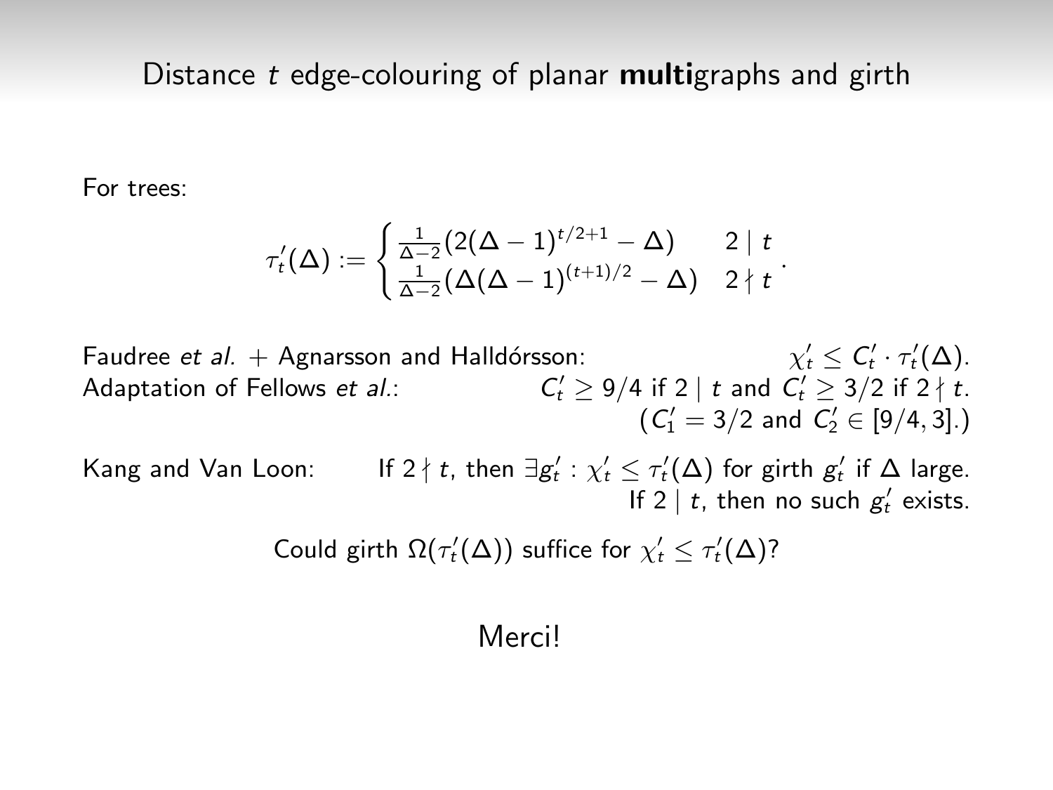## Distance $t$ edge-colouring of planar **multi**graphs and girth

For trees:

$$\tau'_t(\Delta) := \begin{cases} \frac{1}{\Delta-2}(2(\Delta-1)^{t/2+1}-\Delta) & 2 \mid t \\ \frac{1}{\Delta-2}(\Delta(\Delta-1)^{(t+1)/2}-\Delta) & 2 \nmid t \end{cases}.$$

Faudree *et al.* + Agnarsson and Halldórsson: $\chi'_t \le C'_t \cdot \tau'_t(\Delta)$.

Adaptation of Fellows *et al.*: $C'_t \ge 9/4$ if $2 \mid t$ and $C'_t \ge 3/2$ if $2 \nmid t$. ($C'_1 = 3/2$ and $C'_2 \in [9/4, 3]$.)

Kang and Van Loon: If $2 \nmid t$, then $\exists g'_t : \chi'_t \le \tau'_t(\Delta)$ for girth $g'_t$ if $\Delta$ large. If $2 \mid t$, then no such $g'_t$ exists.

Could girth $\Omega(\tau'_t(\Delta))$ suffice for $\chi'_t \le \tau'_t(\Delta)$?

Merci!